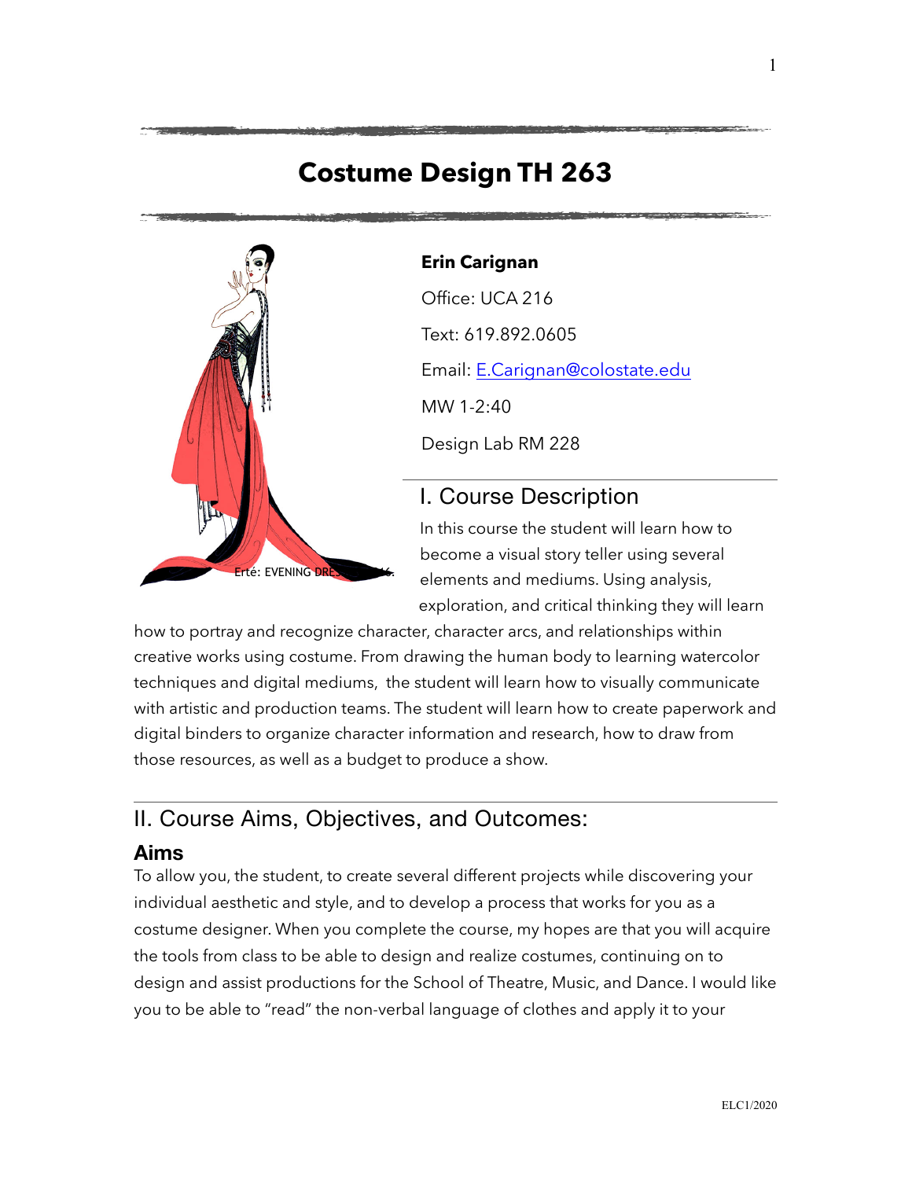# Costume Design TH 263

Erté: EVENING DRESS, 1916.

**Erin Carignan**

Office: UCA 216

Text: 619.892.0605

Email: E.Carignan@colostate.edu

MW 1-2:40

Design Lab RM 228

## I. Course Description

In this course the student will learn how to become a visual story teller using several elements and mediums. Using analysis, exploration, and critical thinking they will learn how to portray and recognize character, character arcs, and relationships within creative works using costume. From drawing the human body to learning watercolor techniques and digital mediums, the student will learn how to visually communicate with artistic and production teams. The student will learn how to create paperwork and digital binders to organize character information and research, how to draw from those resources, as well as a budget to produce a show.

## II. Course Aims, Objectives, and Outcomes:

### Aims

To allow you, the student, to create several different projects while discovering your individual aesthetic and style, and to develop a process that works for you as a costume designer. When you complete the course, my hopes are that you will acquire the tools from class to be able to design and realize costumes, continuing on to design and assist productions for the School of Theatre, Music, and Dance. I would like you to be able to "read" the non-verbal language of clothes and apply it to your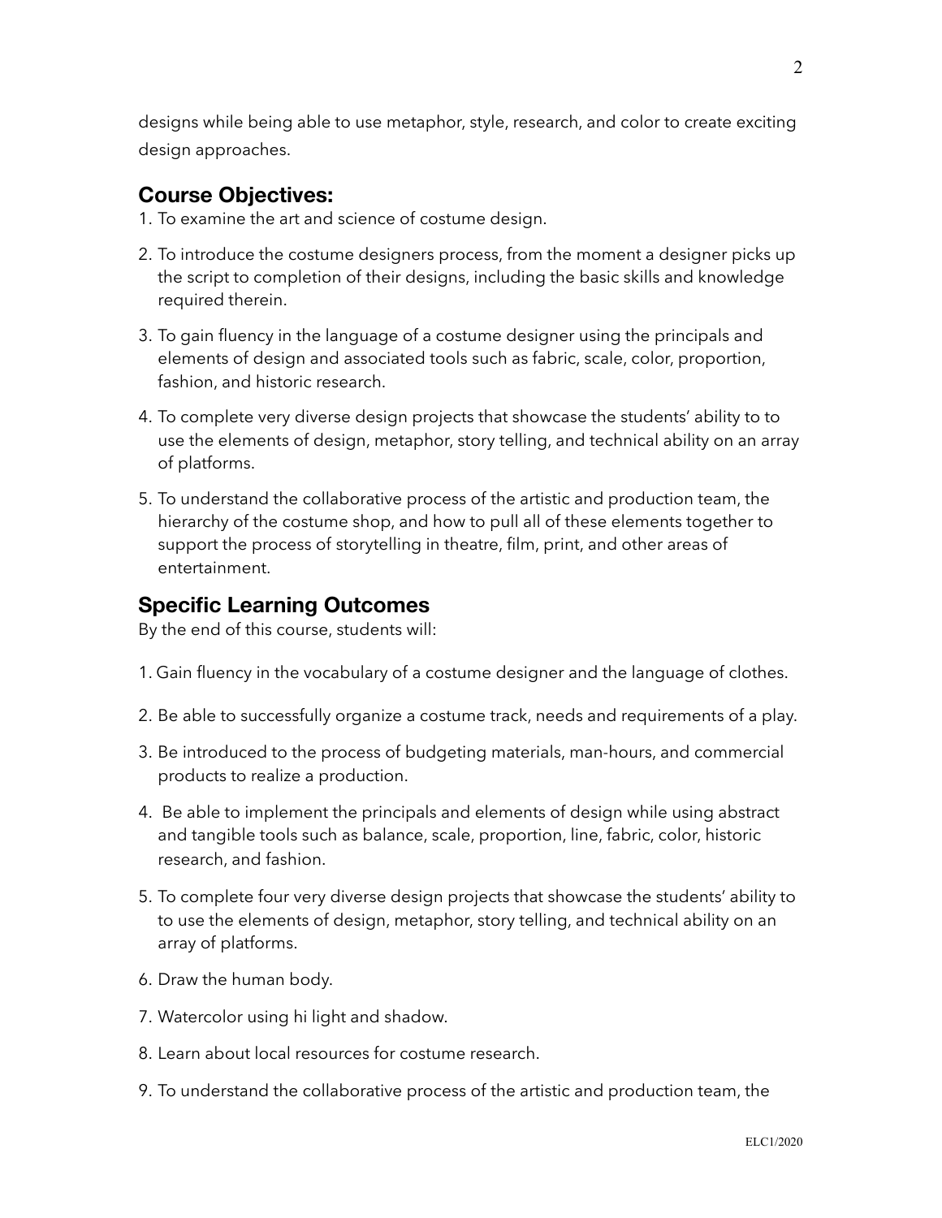designs while being able to use metaphor, style, research, and color to create exciting design approaches.

## Course Objectives:

1. To examine the art and science of costume design.
2. To introduce the costume designers process, from the moment a designer picks up the script to completion of their designs, including the basic skills and knowledge required therein.
3. To gain fluency in the language of a costume designer using the principals and elements of design and associated tools such as fabric, scale, color, proportion, fashion, and historic research.
4. To complete very diverse design projects that showcase the students' ability to to use the elements of design, metaphor, story telling, and technical ability on an array of platforms.
5. To understand the collaborative process of the artistic and production team, the hierarchy of the costume shop, and how to pull all of these elements together to support the process of storytelling in theatre, film, print, and other areas of entertainment.

## Specific Learning Outcomes

By the end of this course, students will:

1. Gain fluency in the vocabulary of a costume designer and the language of clothes.
2. Be able to successfully organize a costume track, needs and requirements of a play.
3. Be introduced to the process of budgeting materials, man-hours, and commercial products to realize a production.
4. Be able to implement the principals and elements of design while using abstract and tangible tools such as balance, scale, proportion, line, fabric, color, historic research, and fashion.
5. To complete four very diverse design projects that showcase the students' ability to to use the elements of design, metaphor, story telling, and technical ability on an array of platforms.
6. Draw the human body.
7. Watercolor using hi light and shadow.
8. Learn about local resources for costume research.
9. To understand the collaborative process of the artistic and production team, the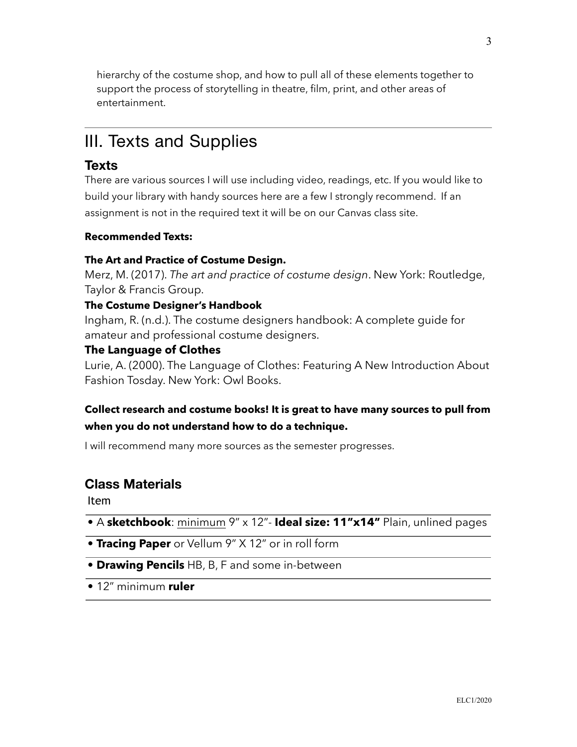hierarchy of the costume shop, and how to pull all of these elements together to support the process of storytelling in theatre, film, print, and other areas of entertainment.

# III. Texts and Supplies

## Texts

There are various sources I will use including video, readings, etc. If you would like to build your library with handy sources here are a few I strongly recommend. If an assignment is not in the required text it will be on our Canvas class site.

**Recommended Texts:**

**The Art and Practice of Costume Design.**
Merz, M. (2017). *The art and practice of costume design*. New York: Routledge, Taylor & Francis Group.

**The Costume Designer's Handbook**
Ingham, R. (n.d.). The costume designers handbook: A complete guide for amateur and professional costume designers.

**The Language of Clothes**
Lurie, A. (2000). The Language of Clothes: Featuring A New Introduction About Fashion Tosday. New York: Owl Books.

**Collect research and costume books! It is great to have many sources to pull from when you do not understand how to do a technique.**

I will recommend many more sources as the semester progresses.

## Class Materials

| Item |
| --- |
| • A **sketchbook**: minimum 9" x 12"- **Ideal size: 11"x14"** Plain, unlined pages |
| • **Tracing Paper** or Vellum 9" X 12" or in roll form |
| • **Drawing Pencils** HB, B, F and some in-between |
| • 12" minimum **ruler** |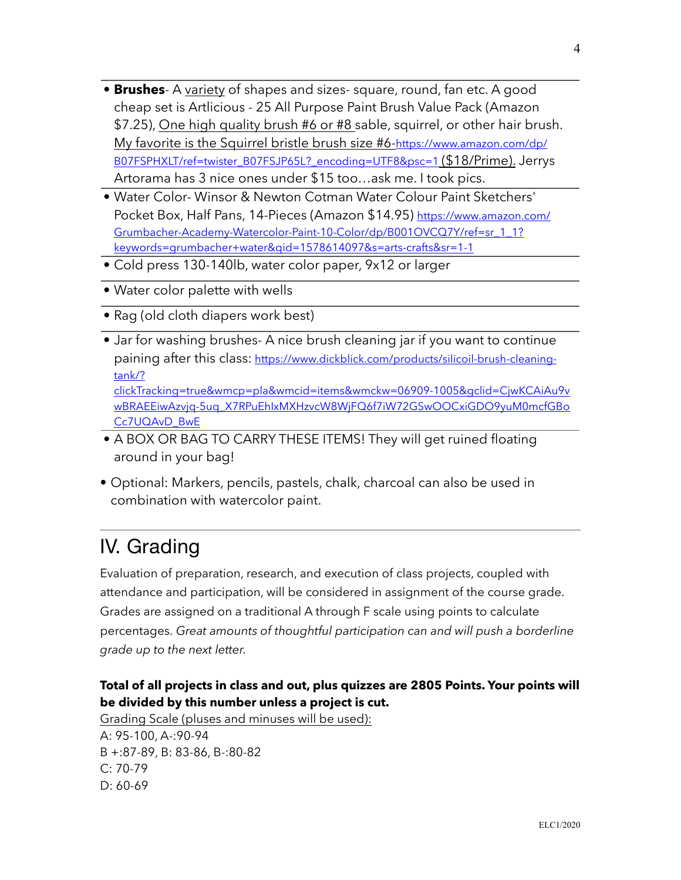- **Brushes**- A variety of shapes and sizes- square, round, fan etc. A good cheap set is Artlicious - 25 All Purpose Paint Brush Value Pack (Amazon $7.25), One high quality brush #6 or #8 sable, squirrel, or other hair brush. My favorite is the Squirrel bristle brush size #6-https://www.amazon.com/dp/B07FSPHXLT/ref=twister_B07FSJP65L?_encoding=UTF8&psc=1 ($18/Prime). Jerrys Artorama has 3 nice ones under $15 too…ask me. I took pics.
- Water Color- Winsor & Newton Cotman Water Colour Paint Sketchers' Pocket Box, Half Pans, 14-Pieces (Amazon $14.95) https://www.amazon.com/Grumbacher-Academy-Watercolor-Paint-10-Color/dp/B001OVCQ7Y/ref=sr_1_1?keywords=grumbacher+water&qid=1578614097&s=arts-crafts&sr=1-1
- Cold press 130-140lb, water color paper, 9x12 or larger
- Water color palette with wells
- Rag (old cloth diapers work best)
- Jar for washing brushes- A nice brush cleaning jar if you want to continue paining after this class: https://www.dickblick.com/products/silicoil-brush-cleaning-tank/?clickTracking=true&wmcp=pla&wmcid=items&wmckw=06909-1005&gclid=CjwKCAiAu9vwBRAEEiwAzvjq-5uq_X7RPuEhlxMXHzvcW8WjFQ6f7iW72GSwOOCxiGDO9yuM0mcfGBoCc7UQAvD_BwE
- A BOX OR BAG TO CARRY THESE ITEMS! They will get ruined floating around in your bag!
- Optional: Markers, pencils, pastels, chalk, charcoal can also be used in combination with watercolor paint.

# IV. Grading

Evaluation of preparation, research, and execution of class projects, coupled with attendance and participation, will be considered in assignment of the course grade. Grades are assigned on a traditional A through F scale using points to calculate percentages. *Great amounts of thoughtful participation can and will push a borderline grade up to the next letter.*

**Total of all projects in class and out, plus quizzes are 2805 Points. Your points will be divided by this number unless a project is cut.**

Grading Scale (pluses and minuses will be used):
A: 95-100, A-:90-94
B +:87-89, B: 83-86, B-:80-82
C: 70-79
D: 60-69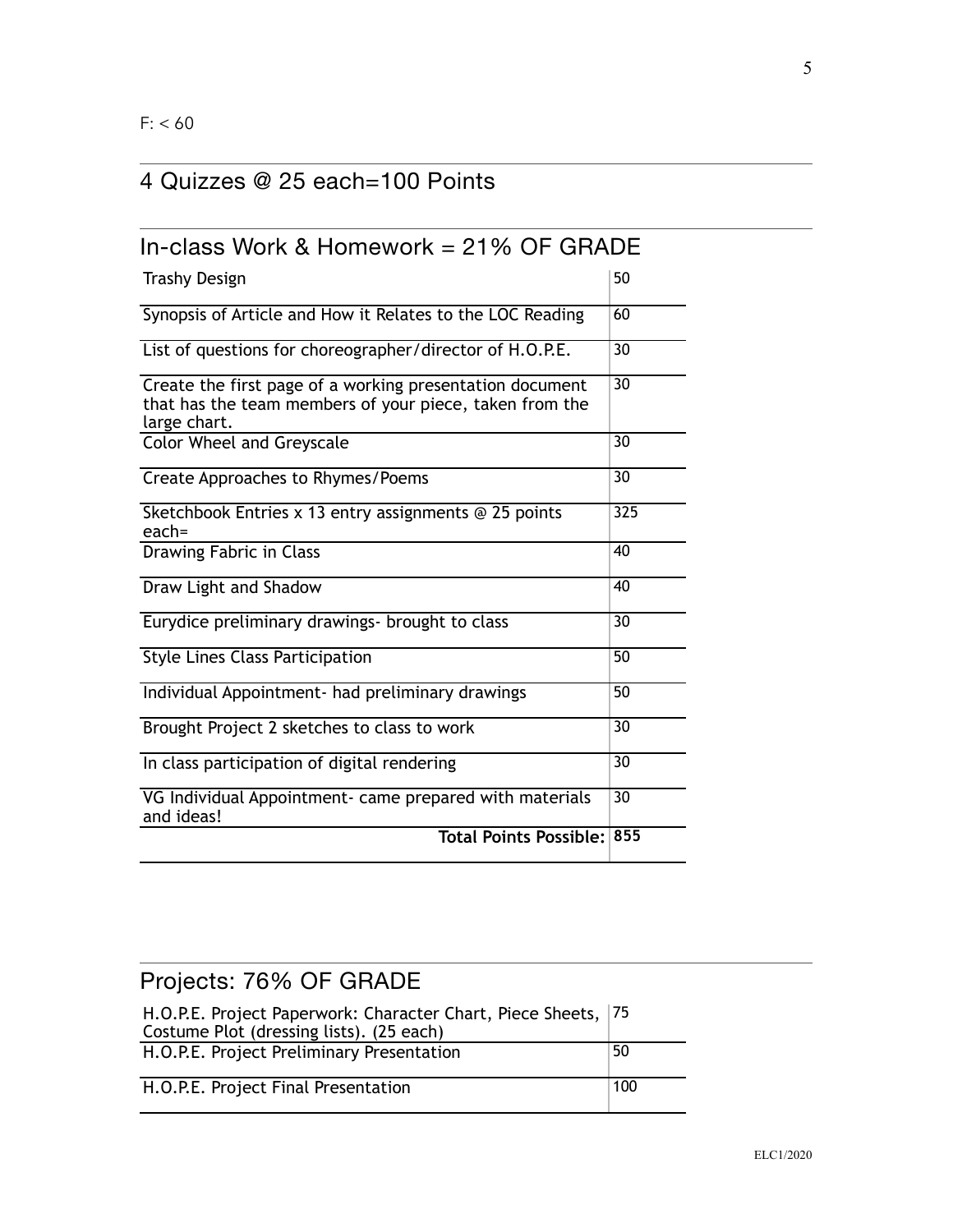F: < 60

## 4 Quizzes @ 25 each=100 Points

## In-class Work & Homework = 21% OF GRADE

| | |
|---|---|
| Trashy Design | 50 |
| Synopsis of Article and How it Relates to the LOC Reading | 60 |
| List of questions for choreographer/director of H.O.P.E. | 30 |
| Create the first page of a working presentation document that has the team members of your piece, taken from the large chart. | 30 |
| Color Wheel and Greyscale | 30 |
| Create Approaches to Rhymes/Poems | 30 |
| Sketchbook Entries x 13 entry assignments @ 25 points each= | 325 |
| Drawing Fabric in Class | 40 |
| Draw Light and Shadow | 40 |
| Eurydice preliminary drawings- brought to class | 30 |
| Style Lines Class Participation | 50 |
| Individual Appointment- had preliminary drawings | 50 |
| Brought Project 2 sketches to class to work | 30 |
| In class participation of digital rendering | 30 |
| VG Individual Appointment- came prepared with materials and ideas! | 30 |
| **Total Points Possible:** | **855** |

## Projects: 76% OF GRADE

| | |
|---|---|
| H.O.P.E. Project Paperwork: Character Chart, Piece Sheets, Costume Plot (dressing lists). (25 each) | 75 |
| H.O.P.E. Project Preliminary Presentation | 50 |
| H.O.P.E. Project Final Presentation | 100 |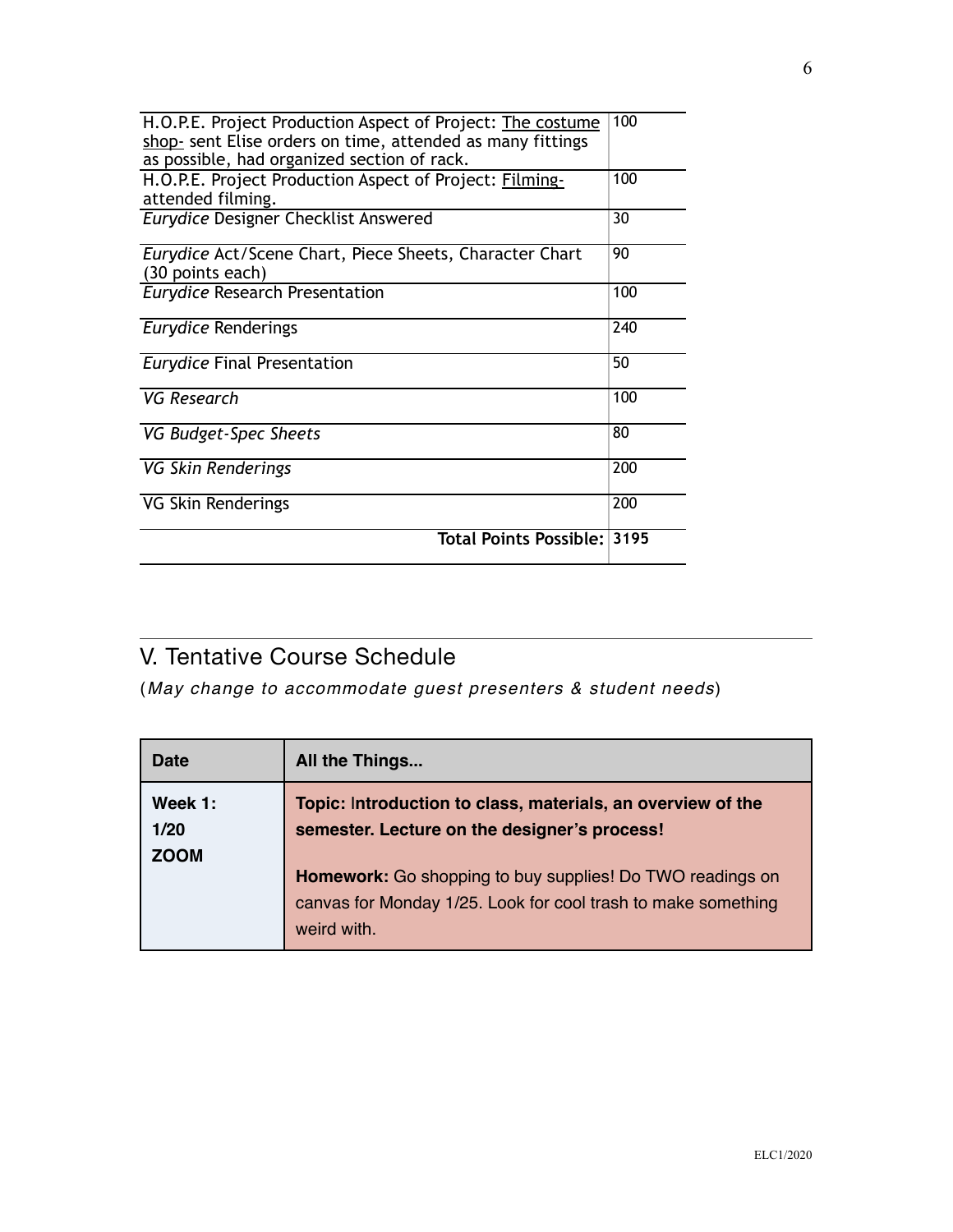| | |
|---|---|
| H.O.P.E. Project Production Aspect of Project: The costume shop- sent Elise orders on time, attended as many fittings as possible, had organized section of rack. | 100 |
| H.O.P.E. Project Production Aspect of Project: Filming- attended filming. | 100 |
| *Eurydice* Designer Checklist Answered | 30 |
| *Eurydice* Act/Scene Chart, Piece Sheets, Character Chart (30 points each) | 90 |
| *Eurydice* Research Presentation | 100 |
| *Eurydice* Renderings | 240 |
| *Eurydice* Final Presentation | 50 |
| *VG Research* | 100 |
| *VG Budget-Spec Sheets* | 80 |
| *VG Skin Renderings* | 200 |
| VG Skin Renderings | 200 |
| **Total Points Possible:** | **3195** |

## V. Tentative Course Schedule

(*May change to accommodate guest presenters & student needs*)

| Date | All the Things... |
|---|---|
| **Week 1: 1/20 ZOOM** | **Topic:** **Introduction to class, materials, an overview of the semester. Lecture on the designer's process!**<br><br>**Homework:** Go shopping to buy supplies! Do TWO readings on canvas for Monday 1/25. Look for cool trash to make something weird with. |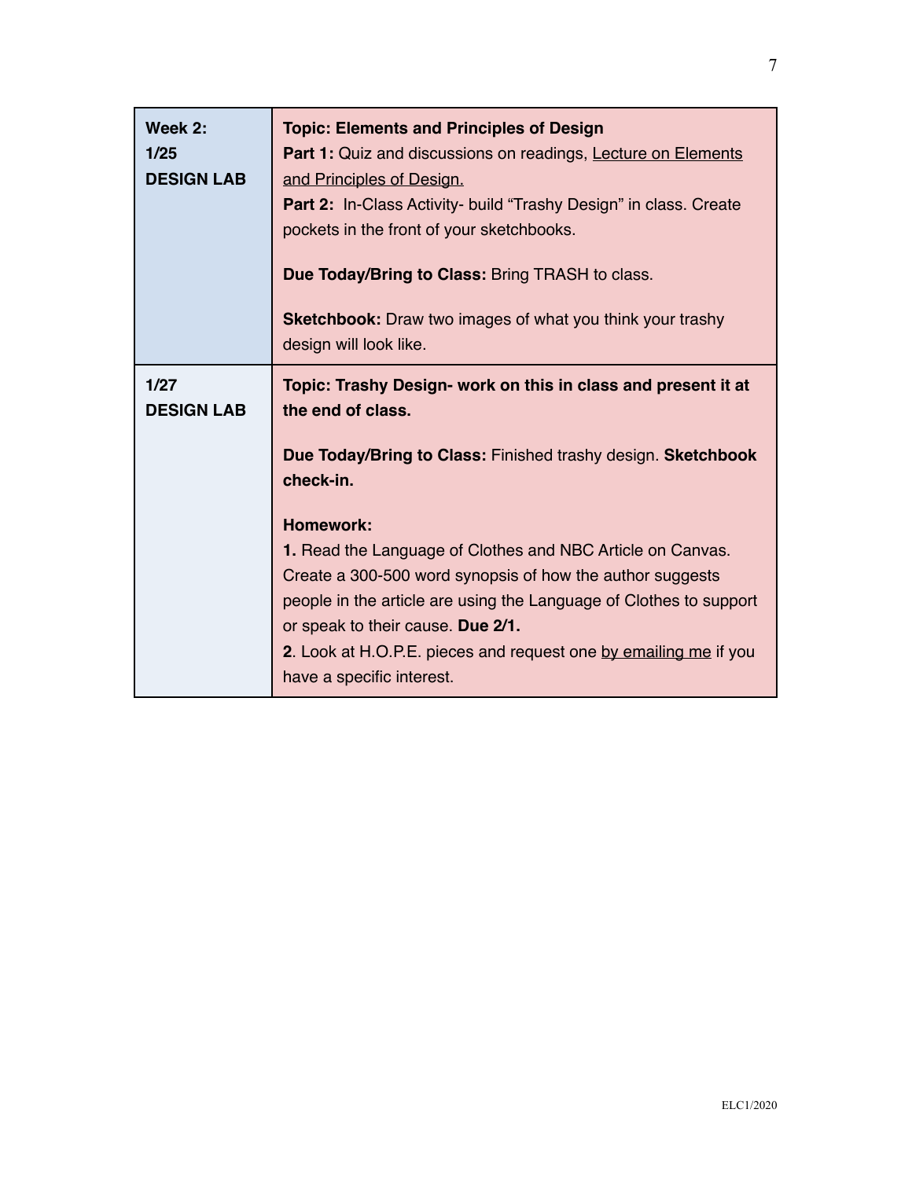| **Week 2:**<br>**1/25**<br>**DESIGN LAB** | **Topic: Elements and Principles of Design**<br>**Part 1:** Quiz and discussions on readings, Lecture on Elements and Principles of Design.<br>**Part 2:** In-Class Activity- build "Trashy Design" in class. Create pockets in the front of your sketchbooks.<br><br>**Due Today/Bring to Class:** Bring TRASH to class.<br><br>**Sketchbook:** Draw two images of what you think your trashy design will look like. |
|---|---|
| **1/27**<br>**DESIGN LAB** | **Topic: Trashy Design- work on this in class and present it at the end of class.**<br><br>**Due Today/Bring to Class:** Finished trashy design. **Sketchbook check-in.**<br><br>**Homework:**<br>**1.** Read the Language of Clothes and NBC Article on Canvas. Create a 300-500 word synopsis of how the author suggests people in the article are using the Language of Clothes to support or speak to their cause. **Due 2/1.**<br>**2**. Look at H.O.P.E. pieces and request one by emailing me if you have a specific interest. |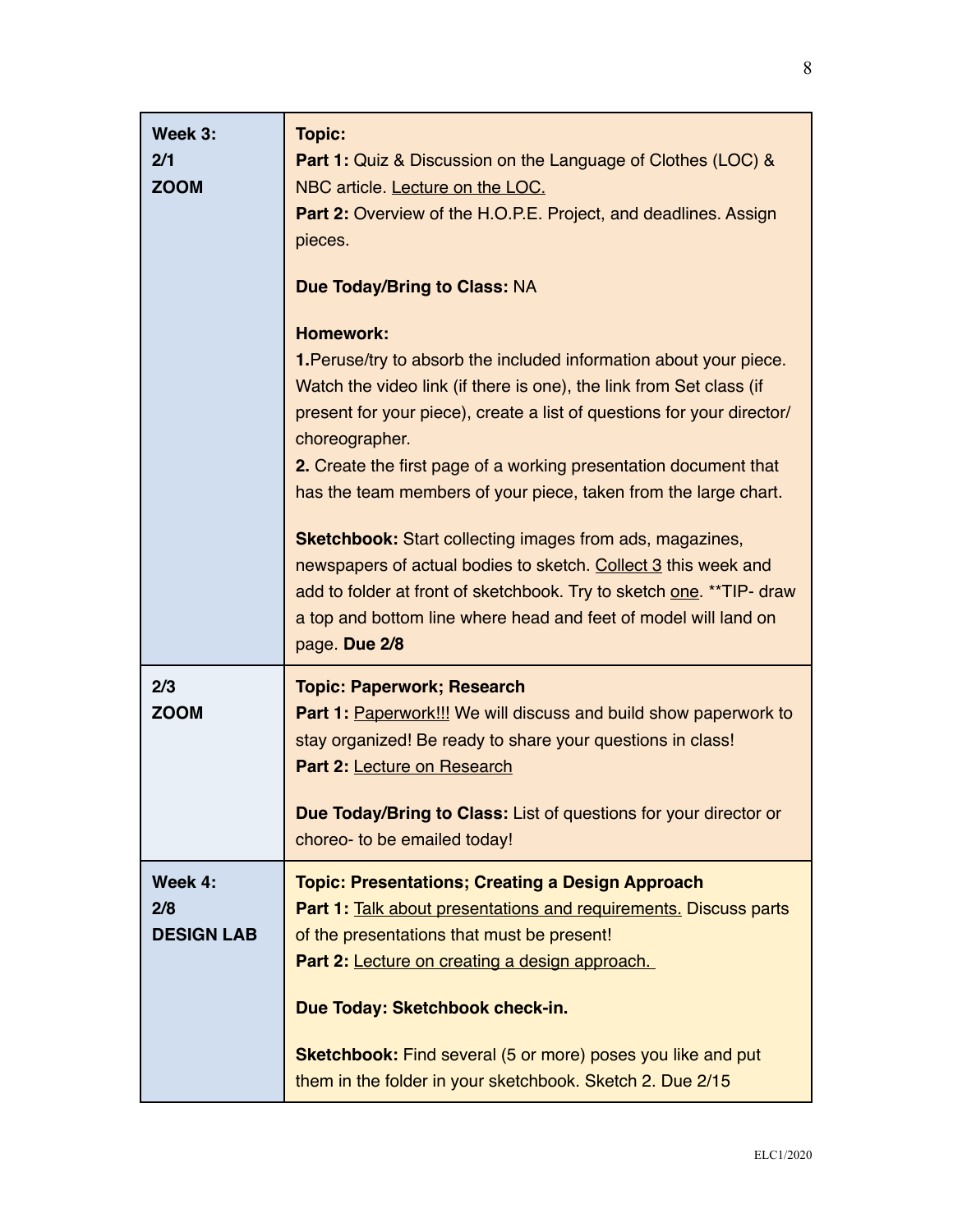| | |
|---|---|
| **Week 3:**<br>**2/1**<br>**ZOOM** | **Topic:**<br>**Part 1:** Quiz & Discussion on the Language of Clothes (LOC) & NBC article. Lecture on the LOC.<br>**Part 2:** Overview of the H.O.P.E. Project, and deadlines. Assign pieces.<br><br>**Due Today/Bring to Class:** NA<br><br>**Homework:**<br>**1.**Peruse/try to absorb the included information about your piece. Watch the video link (if there is one), the link from Set class (if present for your piece), create a list of questions for your director/ choreographer.<br>**2.** Create the first page of a working presentation document that has the team members of your piece, taken from the large chart.<br><br>**Sketchbook:** Start collecting images from ads, magazines, newspapers of actual bodies to sketch. Collect 3 this week and add to folder at front of sketchbook. Try to sketch one. **TIP- draw a top and bottom line where head and feet of model will land on page. **Due 2/8** |
| **2/3**<br>**ZOOM** | **Topic: Paperwork; Research**<br>**Part 1:** Paperwork!!! We will discuss and build show paperwork to stay organized! Be ready to share your questions in class!<br>**Part 2:** Lecture on Research<br><br>**Due Today/Bring to Class:** List of questions for your director or choreo- to be emailed today! |
| **Week 4:**<br>**2/8**<br>**DESIGN LAB** | **Topic: Presentations; Creating a Design Approach**<br>**Part 1:** Talk about presentations and requirements. Discuss parts of the presentations that must be present!<br>**Part 2:** Lecture on creating a design approach.<br><br>**Due Today: Sketchbook check-in.**<br><br>**Sketchbook:** Find several (5 or more) poses you like and put them in the folder in your sketchbook. Sketch 2. Due 2/15 |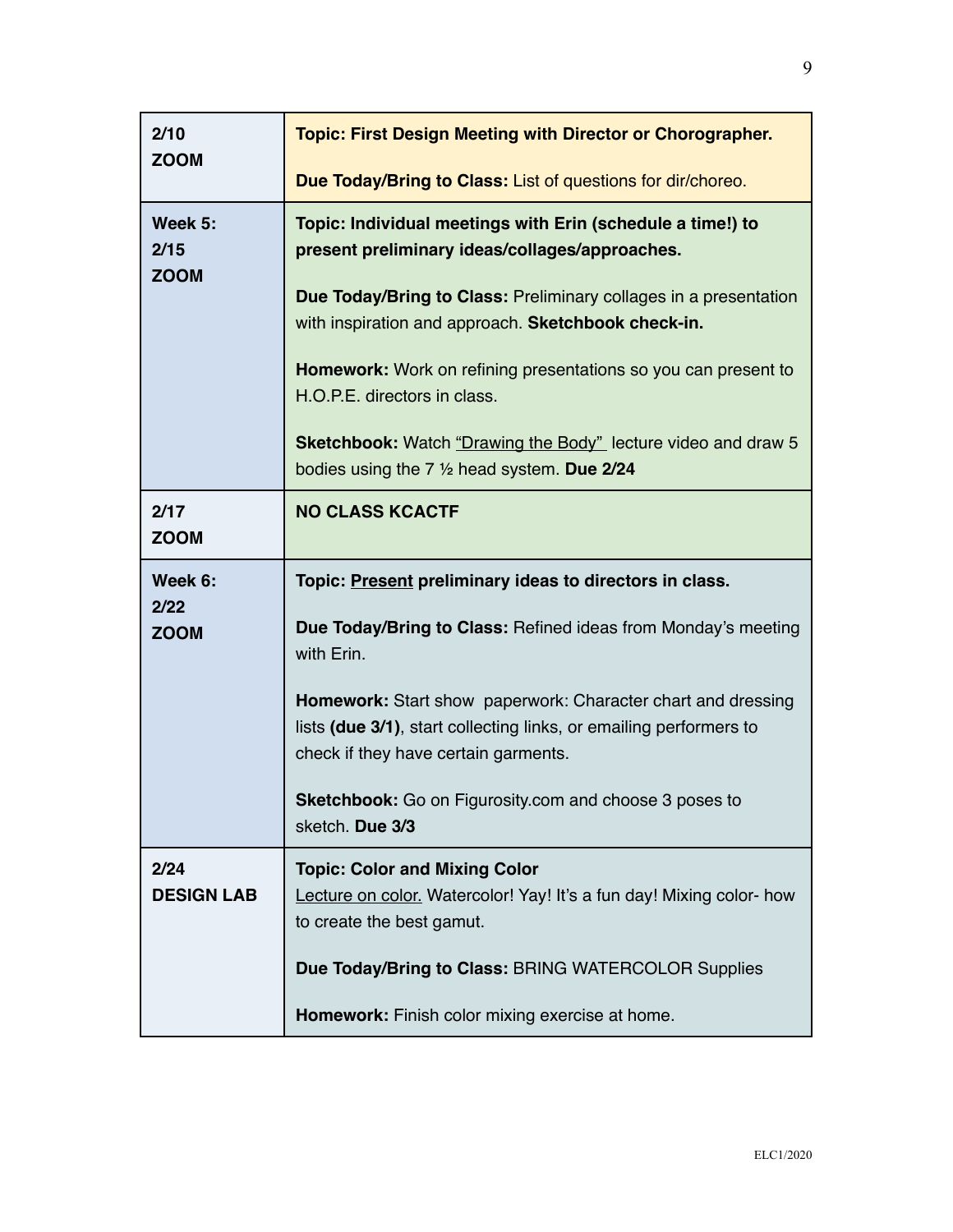| | |
|---|---|
| **2/10**<br>**ZOOM** | **Topic: First Design Meeting with Director or Chorographer.**<br><br>**Due Today/Bring to Class:** List of questions for dir/choreo. |
| **Week 5:**<br>**2/15**<br>**ZOOM** | **Topic: Individual meetings with Erin (schedule a time!) to present preliminary ideas/collages/approaches.**<br><br>**Due Today/Bring to Class:** Preliminary collages in a presentation with inspiration and approach. **Sketchbook check-in.**<br><br>**Homework:** Work on refining presentations so you can present to H.O.P.E. directors in class.<br><br>**Sketchbook:** Watch <u>"Drawing the Body"</u> lecture video and draw 5 bodies using the 7 ½ head system. **Due 2/24** |
| **2/17**<br>**ZOOM** | **NO CLASS KCACTF** |
| **Week 6:**<br>**2/22**<br>**ZOOM** | **Topic: <u>Present</u> preliminary ideas to directors in class.**<br><br>**Due Today/Bring to Class:** Refined ideas from Monday's meeting with Erin.<br><br>**Homework:** Start show paperwork: Character chart and dressing lists **(due 3/1)**, start collecting links, or emailing performers to check if they have certain garments.<br><br>**Sketchbook:** Go on Figurosity.com and choose 3 poses to sketch. **Due 3/3** |
| **2/24**<br>**DESIGN LAB** | **Topic: Color and Mixing Color**<br><u>Lecture on color.</u> Watercolor! Yay! It's a fun day! Mixing color- how to create the best gamut.<br><br>**Due Today/Bring to Class:** BRING WATERCOLOR Supplies<br><br>**Homework:** Finish color mixing exercise at home. |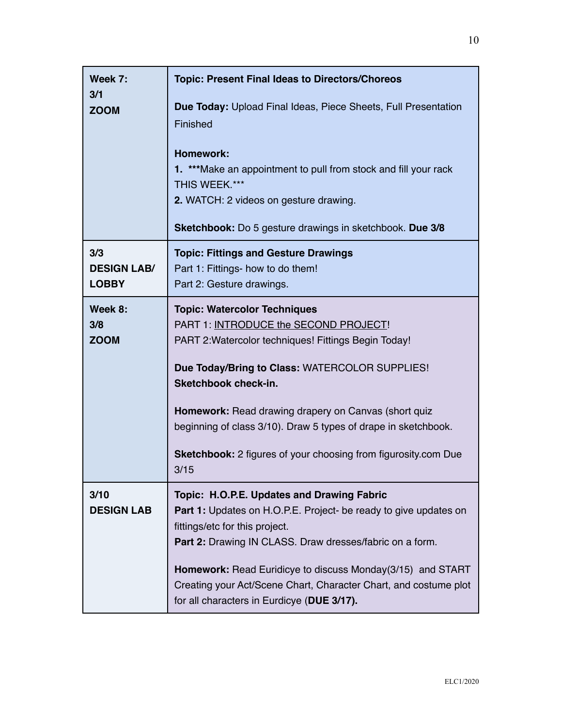| | |
|---|---|
| **Week 7:**<br>**3/1**<br>**ZOOM** | **Topic: Present Final Ideas to Directors/Choreos**<br><br>**Due Today:** Upload Final Ideas, Piece Sheets, Full Presentation Finished<br><br>**Homework:**<br>**1.** ***Make an appointment to pull from stock and fill your rack THIS WEEK.***<br>**2.** WATCH: 2 videos on gesture drawing.<br><br>**Sketchbook:** Do 5 gesture drawings in sketchbook. **Due 3/8** |
| **3/3**<br>**DESIGN LAB/ LOBBY** | **Topic: Fittings and Gesture Drawings**<br>Part 1: Fittings- how to do them!<br>Part 2: Gesture drawings. |
| **Week 8:**<br>**3/8**<br>**ZOOM** | **Topic: Watercolor Techniques**<br>PART 1: <u>INTRODUCE the SECOND PROJECT</u>!<br>PART 2:Watercolor techniques! Fittings Begin Today!<br><br>**Due Today/Bring to Class:** WATERCOLOR SUPPLIES!<br>**Sketchbook check-in.**<br><br>**Homework:** Read drawing drapery on Canvas (short quiz beginning of class 3/10). Draw 5 types of drape in sketchbook.<br><br>**Sketchbook:** 2 figures of your choosing from figurosity.com Due 3/15 |
| **3/10**<br>**DESIGN LAB** | **Topic: H.O.P.E. Updates and Drawing Fabric**<br>**Part 1:** Updates on H.O.P.E. Project- be ready to give updates on fittings/etc for this project.<br>**Part 2:** Drawing IN CLASS. Draw dresses/fabric on a form.<br><br>**Homework:** Read Euridicye to discuss Monday(3/15) and START Creating your Act/Scene Chart, Character Chart, and costume plot for all characters in Eurdicye (**DUE 3/17).** |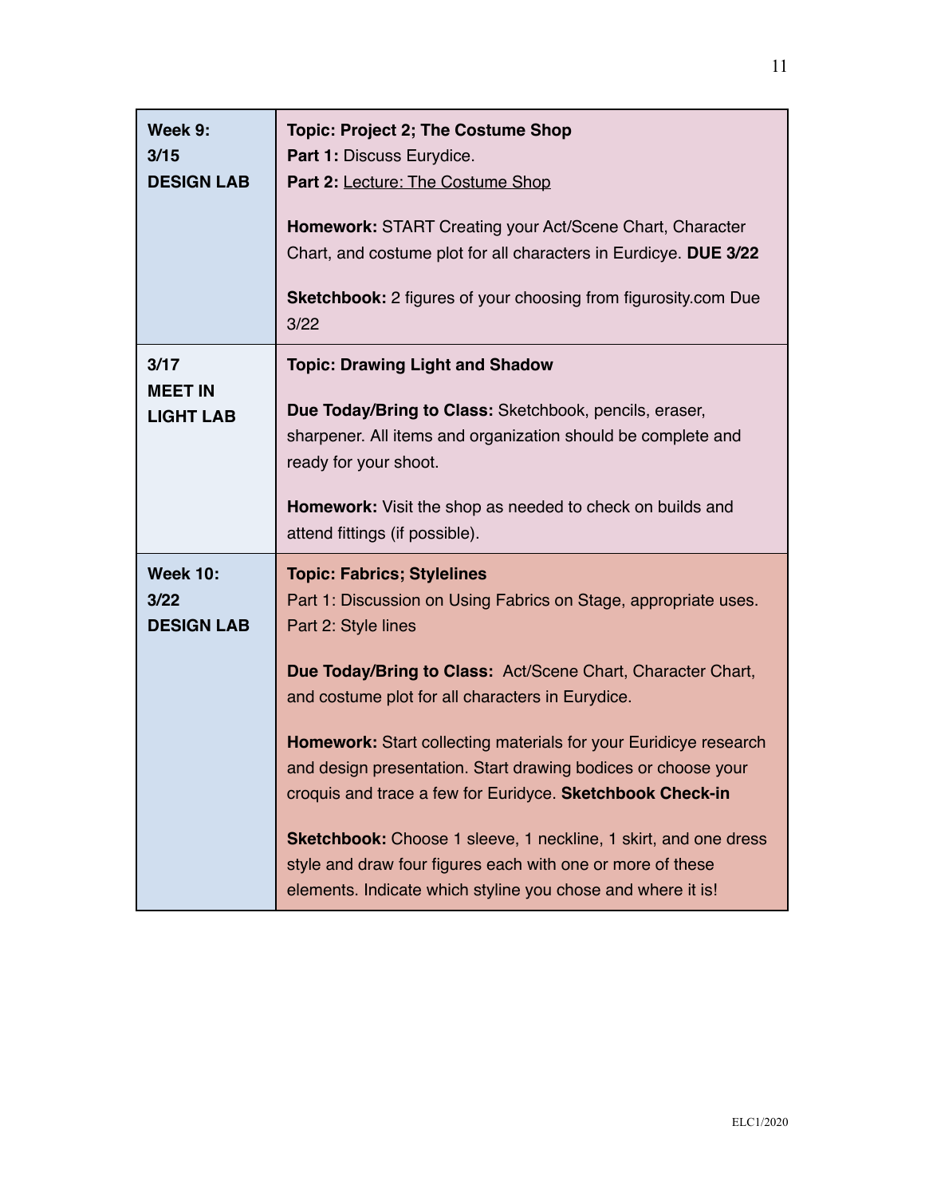| | |
|---|---|
| **Week 9:**<br>**3/15**<br>**DESIGN LAB** | **Topic: Project 2; The Costume Shop**<br>**Part 1:** Discuss Eurydice.<br>**Part 2:** Lecture: The Costume Shop<br><br>**Homework:** START Creating your Act/Scene Chart, Character Chart, and costume plot for all characters in Eurdicye. **DUE 3/22**<br><br>**Sketchbook:** 2 figures of your choosing from figurosity.com Due 3/22 |
| **3/17**<br>**MEET IN LIGHT LAB** | **Topic: Drawing Light and Shadow**<br><br>**Due Today/Bring to Class:** Sketchbook, pencils, eraser, sharpener. All items and organization should be complete and ready for your shoot.<br><br>**Homework:** Visit the shop as needed to check on builds and attend fittings (if possible). |
| **Week 10:**<br>**3/22**<br>**DESIGN LAB** | **Topic: Fabrics; Stylelines**<br>Part 1: Discussion on Using Fabrics on Stage, appropriate uses.<br>Part 2: Style lines<br><br>**Due Today/Bring to Class:** Act/Scene Chart, Character Chart, and costume plot for all characters in Eurydice.<br><br>**Homework:** Start collecting materials for your Euridicye research and design presentation. Start drawing bodices or choose your croquis and trace a few for Euridyce. **Sketchbook Check-in**<br><br>**Sketchbook:** Choose 1 sleeve, 1 neckline, 1 skirt, and one dress style and draw four figures each with one or more of these elements. Indicate which styline you chose and where it is! |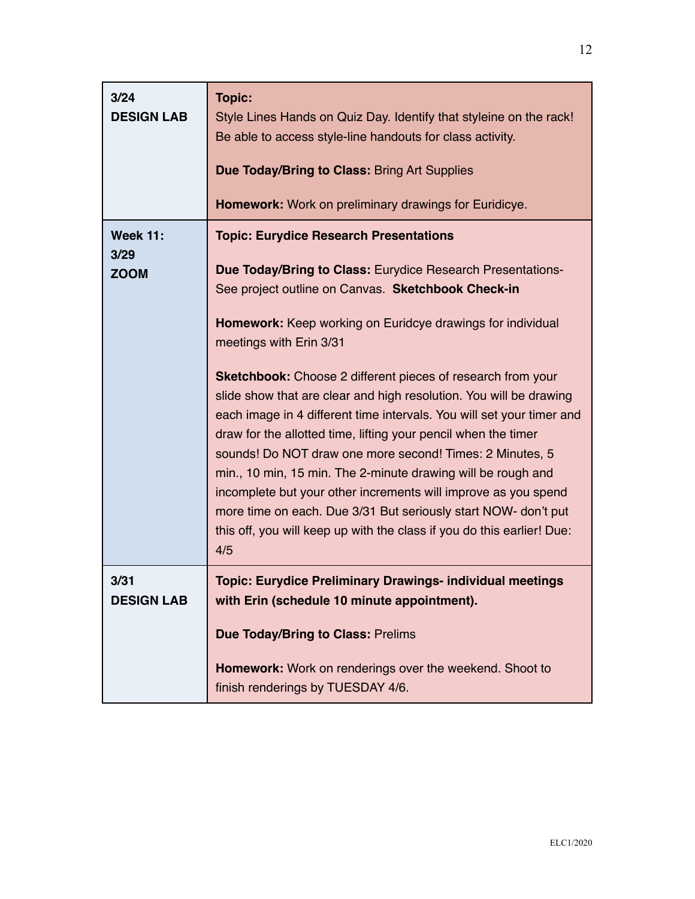| | |
|---|---|
| **3/24**<br>**DESIGN LAB** | **Topic:**<br>Style Lines Hands on Quiz Day. Identify that styleine on the rack! Be able to access style-line handouts for class activity.<br><br>**Due Today/Bring to Class:** Bring Art Supplies<br><br>**Homework:** Work on preliminary drawings for Euridicye. |
| **Week 11:**<br>**3/29**<br>**ZOOM** | **Topic: Eurydice Research Presentations**<br><br>**Due Today/Bring to Class:** Eurydice Research Presentations- See project outline on Canvas. **Sketchbook Check-in**<br><br>**Homework:** Keep working on Euridcye drawings for individual meetings with Erin 3/31<br><br>**Sketchbook:** Choose 2 different pieces of research from your slide show that are clear and high resolution. You will be drawing each image in 4 different time intervals. You will set your timer and draw for the allotted time, lifting your pencil when the timer sounds! Do NOT draw one more second! Times: 2 Minutes, 5 min., 10 min, 15 min. The 2-minute drawing will be rough and incomplete but your other increments will improve as you spend more time on each. Due 3/31 But seriously start NOW- don't put this off, you will keep up with the class if you do this earlier! Due: 4/5 |
| **3/31**<br>**DESIGN LAB** | **Topic: Eurydice Preliminary Drawings- individual meetings with Erin (schedule 10 minute appointment).**<br><br>**Due Today/Bring to Class:** Prelims<br><br>**Homework:** Work on renderings over the weekend. Shoot to finish renderings by TUESDAY 4/6. |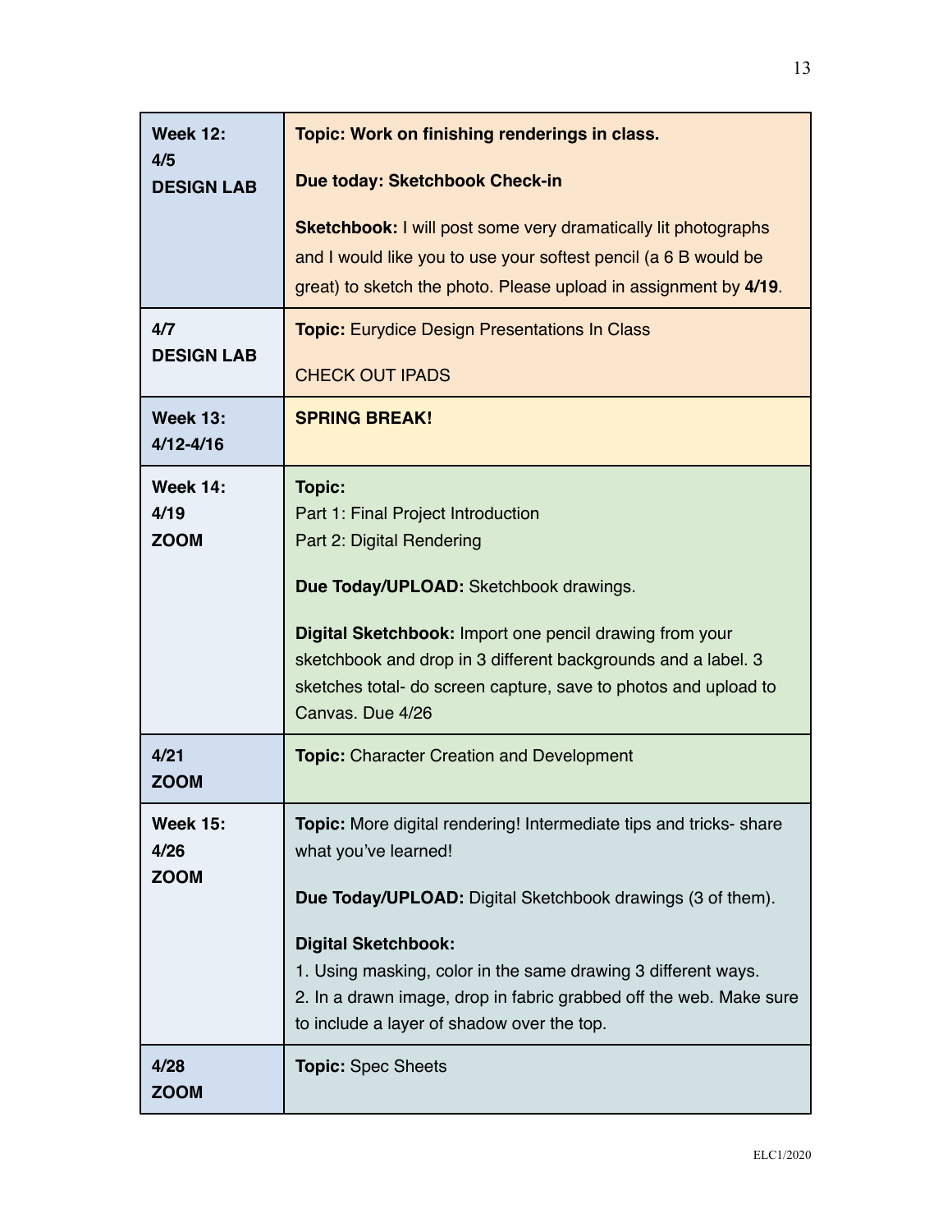| | |
|---|---|
| **Week 12:** **4/5** **DESIGN LAB** | **Topic: Work on finishing renderings in class.**<br><br>**Due today: Sketchbook Check-in**<br><br>**Sketchbook:** I will post some very dramatically lit photographs and I would like you to use your softest pencil (a 6 B would be great) to sketch the photo. Please upload in assignment by **4/19**. |
| **4/7** **DESIGN LAB** | **Topic:** Eurydice Design Presentations In Class<br><br>CHECK OUT IPADS |
| **Week 13:** **4/12-4/16** | **SPRING BREAK!** |
| **Week 14:** **4/19** **ZOOM** | **Topic:**<br>Part 1: Final Project Introduction<br>Part 2: Digital Rendering<br><br>**Due Today/UPLOAD:** Sketchbook drawings.<br><br>**Digital Sketchbook:** Import one pencil drawing from your sketchbook and drop in 3 different backgrounds and a label. 3 sketches total- do screen capture, save to photos and upload to Canvas. Due 4/26 |
| **4/21** **ZOOM** | **Topic:** Character Creation and Development |
| **Week 15:** **4/26** **ZOOM** | **Topic:** More digital rendering! Intermediate tips and tricks- share what you've learned!<br><br>**Due Today/UPLOAD:** Digital Sketchbook drawings (3 of them).<br><br>**Digital Sketchbook:**<br>1. Using masking, color in the same drawing 3 different ways.<br>2. In a drawn image, drop in fabric grabbed off the web. Make sure to include a layer of shadow over the top. |
| **4/28** **ZOOM** | **Topic:** Spec Sheets |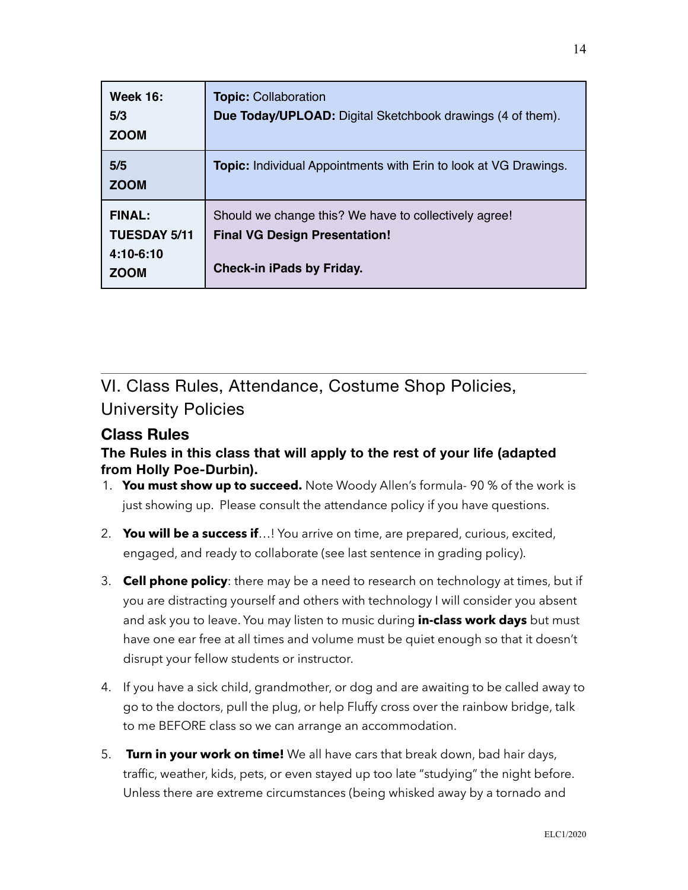| **Week 16:**<br>**5/3**<br>**ZOOM** | **Topic:** Collaboration<br>**Due Today/UPLOAD:** Digital Sketchbook drawings (4 of them). |
|---|---|
| **5/5**<br>**ZOOM** | **Topic:** Individual Appointments with Erin to look at VG Drawings. |
| **FINAL:**<br>**TUESDAY 5/11**<br>**4:10-6:10**<br>**ZOOM** | Should we change this? We have to collectively agree!<br>**Final VG Design Presentation!**<br><br>**Check-in iPads by Friday.** |

## VI. Class Rules, Attendance, Costume Shop Policies, University Policies

### Class Rules

#### The Rules in this class that will apply to the rest of your life (adapted from Holly Poe-Durbin).

1. **You must show up to succeed.** Note Woody Allen's formula- 90 % of the work is just showing up. Please consult the attendance policy if you have questions.
2. **You will be a success if**…! You arrive on time, are prepared, curious, excited, engaged, and ready to collaborate (see last sentence in grading policy).
3. **Cell phone policy**: there may be a need to research on technology at times, but if you are distracting yourself and others with technology I will consider you absent and ask you to leave. You may listen to music during **in-class work days** but must have one ear free at all times and volume must be quiet enough so that it doesn't disrupt your fellow students or instructor.
4. If you have a sick child, grandmother, or dog and are awaiting to be called away to go to the doctors, pull the plug, or help Fluffy cross over the rainbow bridge, talk to me BEFORE class so we can arrange an accommodation.
5. **Turn in your work on time!** We all have cars that break down, bad hair days, traffic, weather, kids, pets, or even stayed up too late "studying" the night before. Unless there are extreme circumstances (being whisked away by a tornado and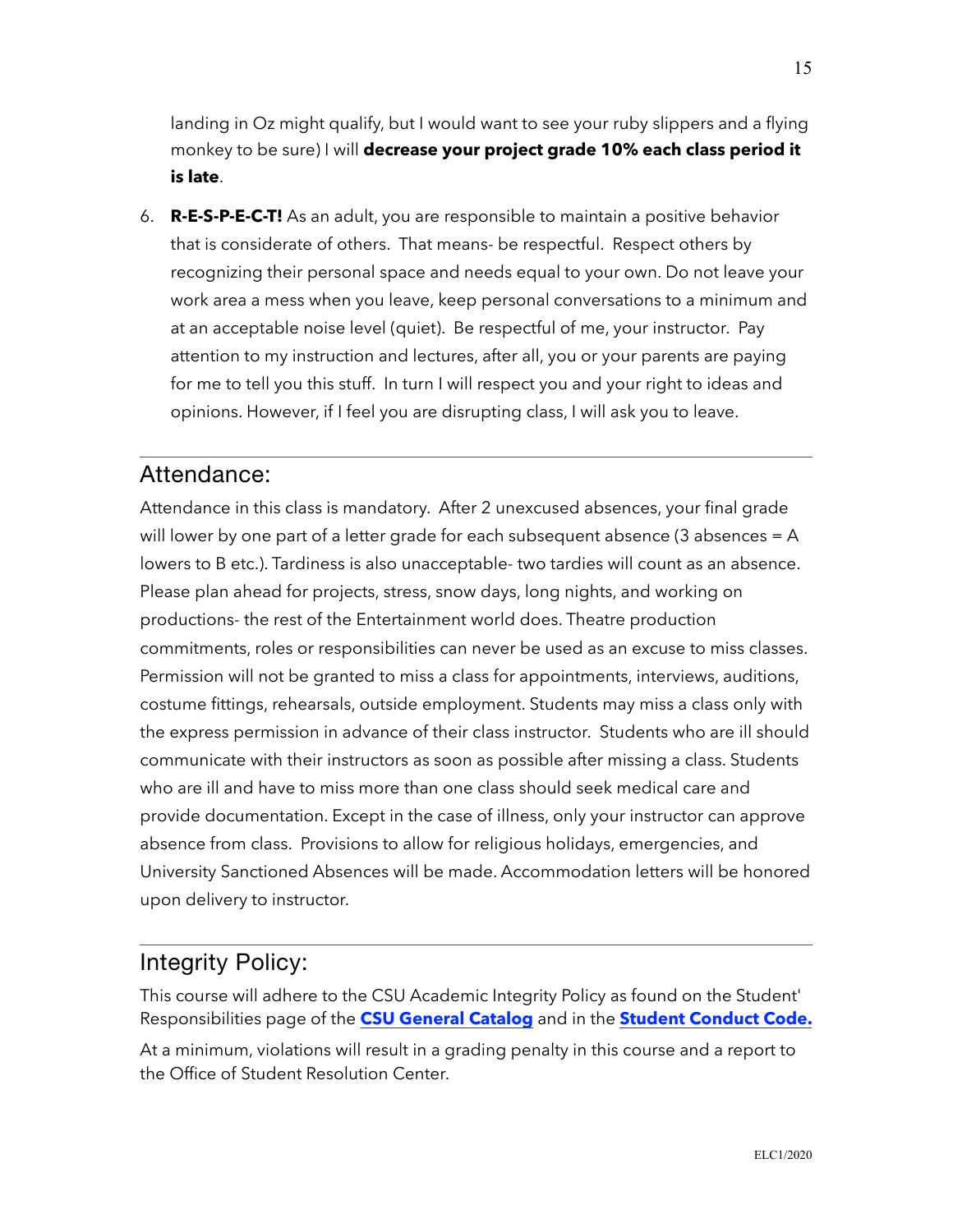landing in Oz might qualify, but I would want to see your ruby slippers and a flying monkey to be sure) I will **decrease your project grade 10% each class period it is late**.

6. **R-E-S-P-E-C-T!** As an adult, you are responsible to maintain a positive behavior that is considerate of others. That means- be respectful. Respect others by recognizing their personal space and needs equal to your own. Do not leave your work area a mess when you leave, keep personal conversations to a minimum and at an acceptable noise level (quiet). Be respectful of me, your instructor. Pay attention to my instruction and lectures, after all, you or your parents are paying for me to tell you this stuff. In turn I will respect you and your right to ideas and opinions. However, if I feel you are disrupting class, I will ask you to leave.

---

## Attendance:

Attendance in this class is mandatory. After 2 unexcused absences, your final grade will lower by one part of a letter grade for each subsequent absence (3 absences = A lowers to B etc.). Tardiness is also unacceptable- two tardies will count as an absence. Please plan ahead for projects, stress, snow days, long nights, and working on productions- the rest of the Entertainment world does. Theatre production commitments, roles or responsibilities can never be used as an excuse to miss classes. Permission will not be granted to miss a class for appointments, interviews, auditions, costume fittings, rehearsals, outside employment. Students may miss a class only with the express permission in advance of their class instructor. Students who are ill should communicate with their instructors as soon as possible after missing a class. Students who are ill and have to miss more than one class should seek medical care and provide documentation. Except in the case of illness, only your instructor can approve absence from class. Provisions to allow for religious holidays, emergencies, and University Sanctioned Absences will be made. Accommodation letters will be honored upon delivery to instructor.

---

## Integrity Policy:

This course will adhere to the CSU Academic Integrity Policy as found on the Student' Responsibilities page of the **CSU General Catalog** and in the **Student Conduct Code.**

At a minimum, violations will result in a grading penalty in this course and a report to the Office of Student Resolution Center.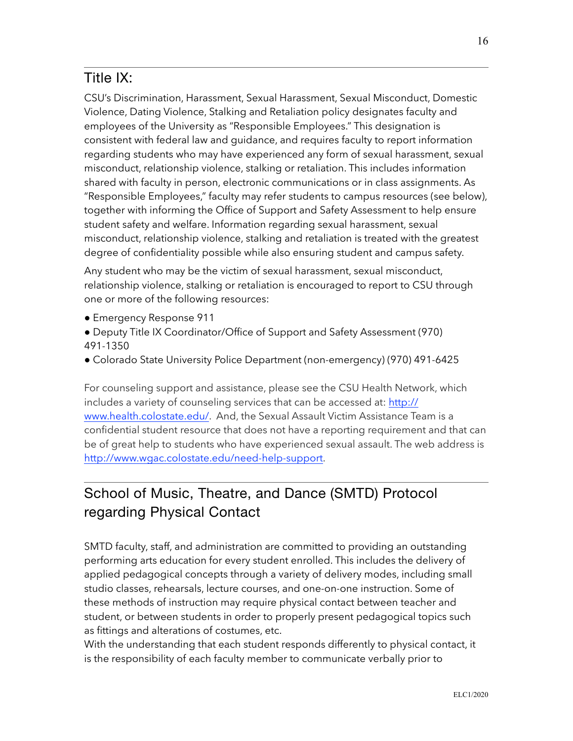## Title IX:

CSU's Discrimination, Harassment, Sexual Harassment, Sexual Misconduct, Domestic Violence, Dating Violence, Stalking and Retaliation policy designates faculty and employees of the University as "Responsible Employees." This designation is consistent with federal law and guidance, and requires faculty to report information regarding students who may have experienced any form of sexual harassment, sexual misconduct, relationship violence, stalking or retaliation. This includes information shared with faculty in person, electronic communications or in class assignments. As "Responsible Employees," faculty may refer students to campus resources (see below), together with informing the Office of Support and Safety Assessment to help ensure student safety and welfare. Information regarding sexual harassment, sexual misconduct, relationship violence, stalking and retaliation is treated with the greatest degree of confidentiality possible while also ensuring student and campus safety.

Any student who may be the victim of sexual harassment, sexual misconduct, relationship violence, stalking or retaliation is encouraged to report to CSU through one or more of the following resources:

- Emergency Response 911
- Deputy Title IX Coordinator/Office of Support and Safety Assessment (970) 491-1350
- Colorado State University Police Department (non-emergency) (970) 491-6425

For counseling support and assistance, please see the CSU Health Network, which includes a variety of counseling services that can be accessed at: [http://www.health.colostate.edu/](http://www.health.colostate.edu/). And, the Sexual Assault Victim Assistance Team is a confidential student resource that does not have a reporting requirement and that can be of great help to students who have experienced sexual assault. The web address is [http://www.wgac.colostate.edu/need-help-support](http://www.wgac.colostate.edu/need-help-support).

## School of Music, Theatre, and Dance (SMTD) Protocol regarding Physical Contact

SMTD faculty, staff, and administration are committed to providing an outstanding performing arts education for every student enrolled. This includes the delivery of applied pedagogical concepts through a variety of delivery modes, including small studio classes, rehearsals, lecture courses, and one-on-one instruction. Some of these methods of instruction may require physical contact between teacher and student, or between students in order to properly present pedagogical topics such as fittings and alterations of costumes, etc.

With the understanding that each student responds differently to physical contact, it is the responsibility of each faculty member to communicate verbally prior to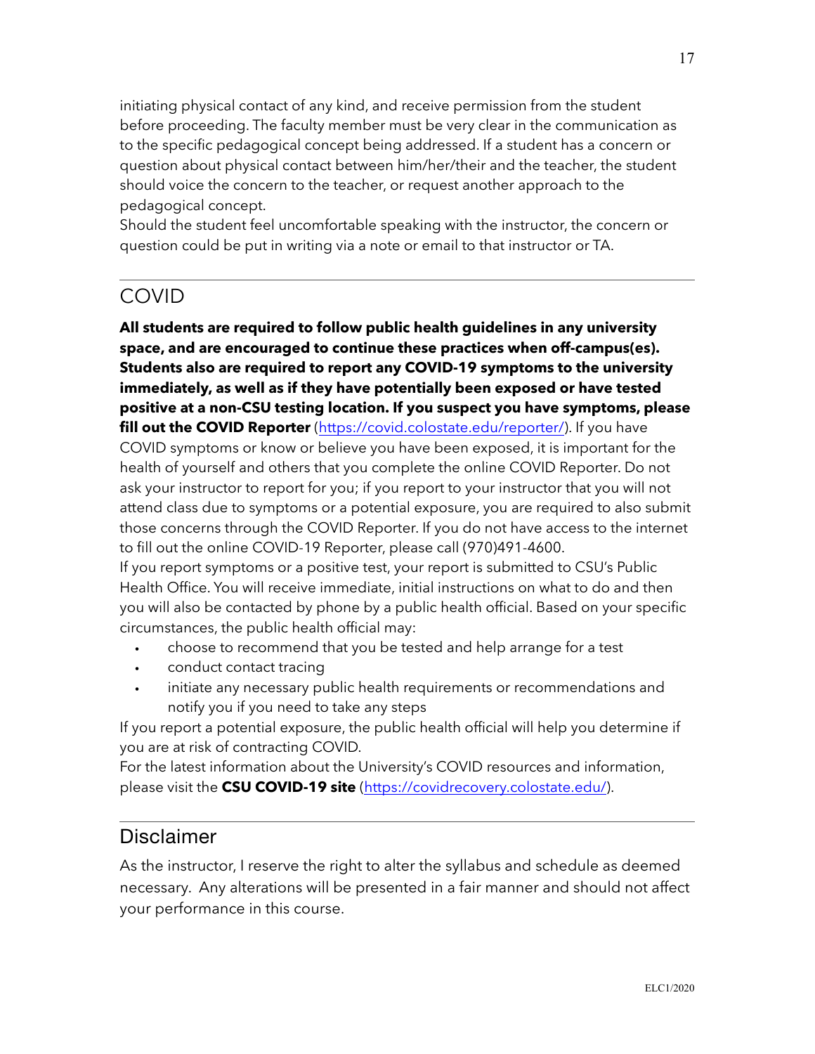initiating physical contact of any kind, and receive permission from the student before proceeding. The faculty member must be very clear in the communication as to the specific pedagogical concept being addressed. If a student has a concern or question about physical contact between him/her/their and the teacher, the student should voice the concern to the teacher, or request another approach to the pedagogical concept.

Should the student feel uncomfortable speaking with the instructor, the concern or question could be put in writing via a note or email to that instructor or TA.

## COVID

**All students are required to follow public health guidelines in any university space, and are encouraged to continue these practices when off-campus(es). Students also are required to report any COVID-19 symptoms to the university immediately, as well as if they have potentially been exposed or have tested positive at a non-CSU testing location. If you suspect you have symptoms, please fill out the COVID Reporter** (https://covid.colostate.edu/reporter/). If you have COVID symptoms or know or believe you have been exposed, it is important for the health of yourself and others that you complete the online COVID Reporter. Do not ask your instructor to report for you; if you report to your instructor that you will not attend class due to symptoms or a potential exposure, you are required to also submit those concerns through the COVID Reporter. If you do not have access to the internet to fill out the online COVID-19 Reporter, please call (970)491-4600.

If you report symptoms or a positive test, your report is submitted to CSU's Public Health Office. You will receive immediate, initial instructions on what to do and then you will also be contacted by phone by a public health official. Based on your specific circumstances, the public health official may:

- choose to recommend that you be tested and help arrange for a test
- conduct contact tracing
- initiate any necessary public health requirements or recommendations and notify you if you need to take any steps

If you report a potential exposure, the public health official will help you determine if you are at risk of contracting COVID.

For the latest information about the University's COVID resources and information, please visit the **CSU COVID-19 site** (https://covidrecovery.colostate.edu/).

## Disclaimer

As the instructor, I reserve the right to alter the syllabus and schedule as deemed necessary. Any alterations will be presented in a fair manner and should not affect your performance in this course.